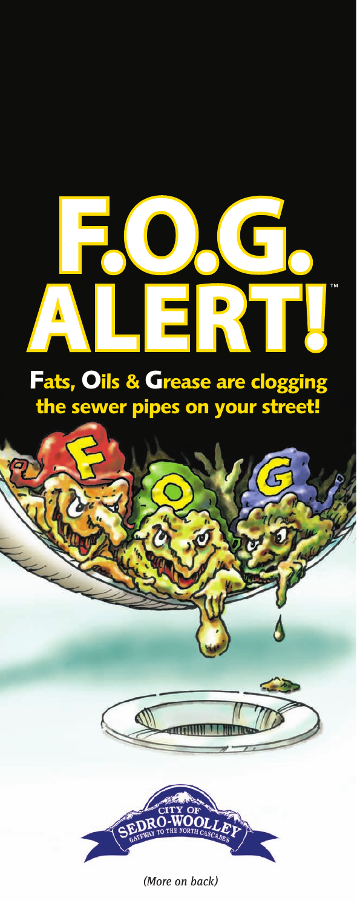# F.O.G. ALERT!™

## Fats, Oils & Grease are clogging the sewer pipes on your street!

CITY OF SEDRO-WOOLLEY
GATEWAY TO THE NORTH CASCADES

*(More on back)*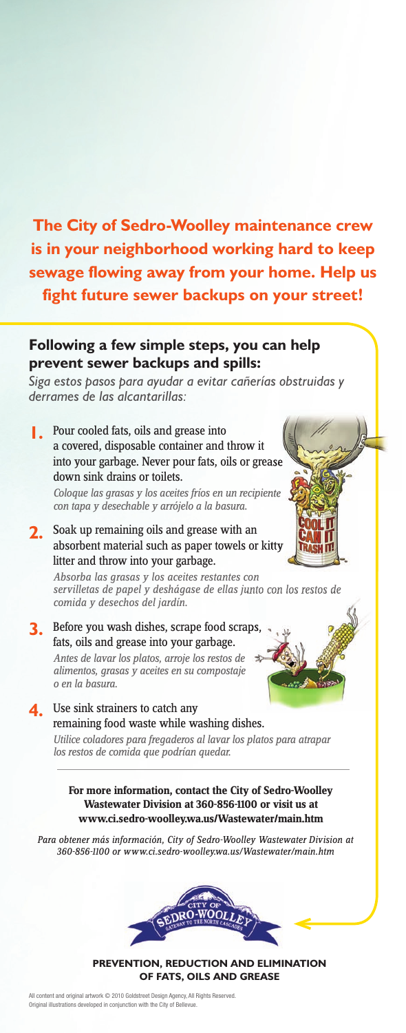**The City of Sedro-Woolley maintenance crew is in your neighborhood working hard to keep sewage flowing away from your home. Help us fight future sewer backups on your street!**

## Following a few simple steps, you can help prevent sewer backups and spills:

*Siga estos pasos para ayudar a evitar cañerías obstruidas y derrames de las alcantarillas:*

1. Pour cooled fats, oils and grease into a covered, disposable container and throw it into your garbage. Never pour fats, oils or grease down sink drains or toilets.

   *Coloque las grasas y los aceites fríos en un recipiente con tapa y desechable y arrójelo a la basura.*

2. Soak up remaining oils and grease with an absorbent material such as paper towels or kitty litter and throw into your garbage.

   *Absorba las grasas y los aceites restantes con servilletas de papel y deshágase de ellas junto con los restos de comida y desechos del jardín.*

3. Before you wash dishes, scrape food scraps, fats, oils and grease into your garbage.

   *Antes de lavar los platos, arroje los restos de alimentos, grasas y aceites en su compostaje o en la basura.*

4. Use sink strainers to catch any remaining food waste while washing dishes.

   *Utilice coladores para fregaderos al lavar los platos para atrapar los restos de comida que podrían quedar.*

**For more information, contact the City of Sedro-Woolley Wastewater Division at 360-856-1100 or visit us at www.ci.sedro-woolley.wa.us/Wastewater/main.htm**

*Para obtener más información, City of Sedro-Woolley Wastewater Division at 360-856-1100 or www.ci.sedro-woolley.wa.us/Wastewater/main.htm*

**PREVENTION, REDUCTION AND ELIMINATION OF FATS, OILS AND GREASE**

All content and original artwork © 2010 Goldstreet Design Agency, All Rights Reserved.
Original illustrations developed in conjunction with the City of Bellevue.